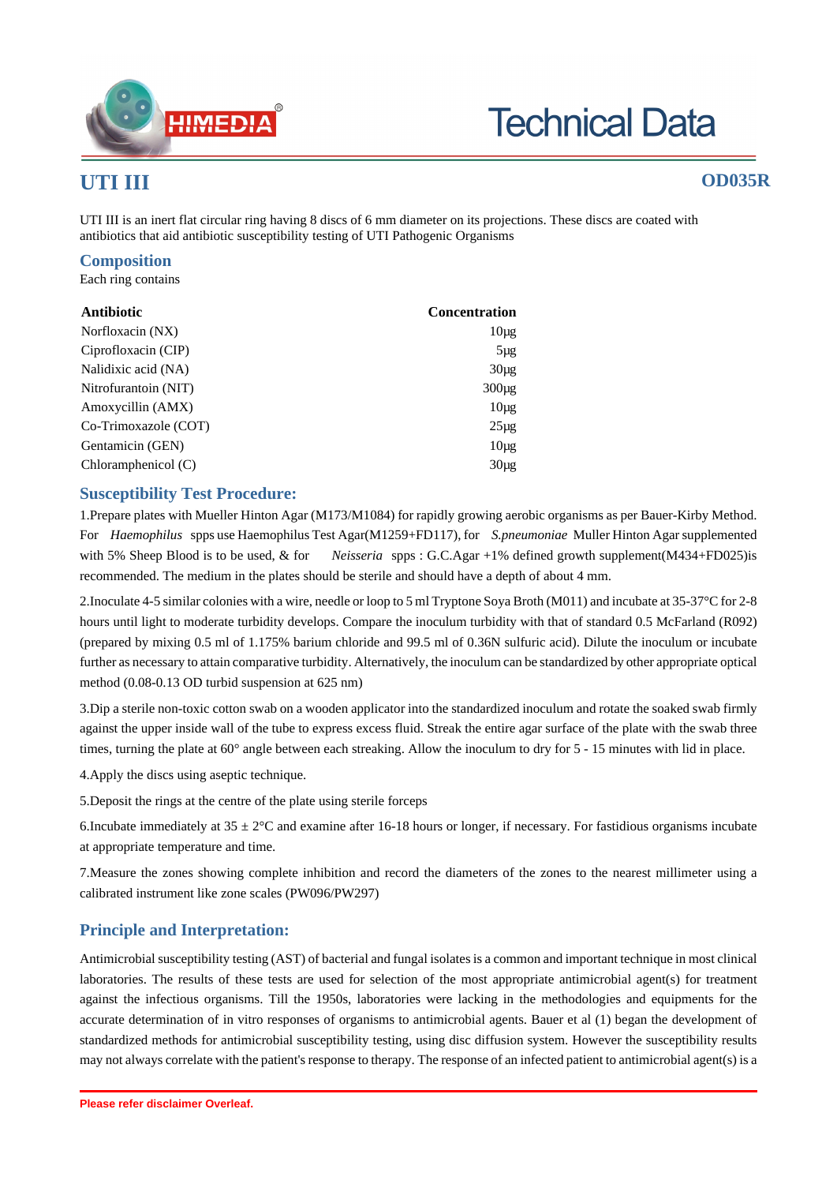# UTI III

**OD035R**

UTI III is an inert flat circular ring having 8 discs of 6 mm diameter on its projections. These discs are coated with antibiotics that aid antibiotic susceptibility testing of UTI Pathogenic Organisms

## Composition

Each ring contains

| Antibiotic | Concentration |
|---|---|
| Norfloxacin (NX) | 10µg |
| Ciprofloxacin (CIP) | 5µg |
| Nalidixic acid (NA) | 30µg |
| Nitrofurantoin (NIT) | 300µg |
| Amoxycillin (AMX) | 10µg |
| Co-Trimoxazole (COT) | 25µg |
| Gentamicin (GEN) | 10µg |
| Chloramphenicol (C) | 30µg |

## Susceptibility Test Procedure:

1.Prepare plates with Mueller Hinton Agar (M173/M1084) for rapidly growing aerobic organisms as per Bauer-Kirby Method. For *Haemophilus* spps use Haemophilus Test Agar(M1259+FD117), for *S.pneumoniae* Muller Hinton Agar supplemented with 5% Sheep Blood is to be used, & for *Neisseria* spps : G.C.Agar +1% defined growth supplement(M434+FD025)is recommended. The medium in the plates should be sterile and should have a depth of about 4 mm.

2.Inoculate 4-5 similar colonies with a wire, needle or loop to 5 ml Tryptone Soya Broth (M011) and incubate at 35-37°C for 2-8 hours until light to moderate turbidity develops. Compare the inoculum turbidity with that of standard 0.5 McFarland (R092) (prepared by mixing 0.5 ml of 1.175% barium chloride and 99.5 ml of 0.36N sulfuric acid). Dilute the inoculum or incubate further as necessary to attain comparative turbidity. Alternatively, the inoculum can be standardized by other appropriate optical method (0.08-0.13 OD turbid suspension at 625 nm)

3.Dip a sterile non-toxic cotton swab on a wooden applicator into the standardized inoculum and rotate the soaked swab firmly against the upper inside wall of the tube to express excess fluid. Streak the entire agar surface of the plate with the swab three times, turning the plate at 60° angle between each streaking. Allow the inoculum to dry for 5 - 15 minutes with lid in place.

4.Apply the discs using aseptic technique.

5.Deposit the rings at the centre of the plate using sterile forceps

6.Incubate immediately at 35 ± 2°C and examine after 16-18 hours or longer, if necessary. For fastidious organisms incubate at appropriate temperature and time.

7.Measure the zones showing complete inhibition and record the diameters of the zones to the nearest millimeter using a calibrated instrument like zone scales (PW096/PW297)

## Principle and Interpretation:

Antimicrobial susceptibility testing (AST) of bacterial and fungal isolates is a common and important technique in most clinical laboratories. The results of these tests are used for selection of the most appropriate antimicrobial agent(s) for treatment against the infectious organisms. Till the 1950s, laboratories were lacking in the methodologies and equipments for the accurate determination of in vitro responses of organisms to antimicrobial agents. Bauer et al (1) began the development of standardized methods for antimicrobial susceptibility testing, using disc diffusion system. However the susceptibility results may not always correlate with the patient's response to therapy. The response of an infected patient to antimicrobial agent(s) is a

**Please refer disclaimer Overleaf.**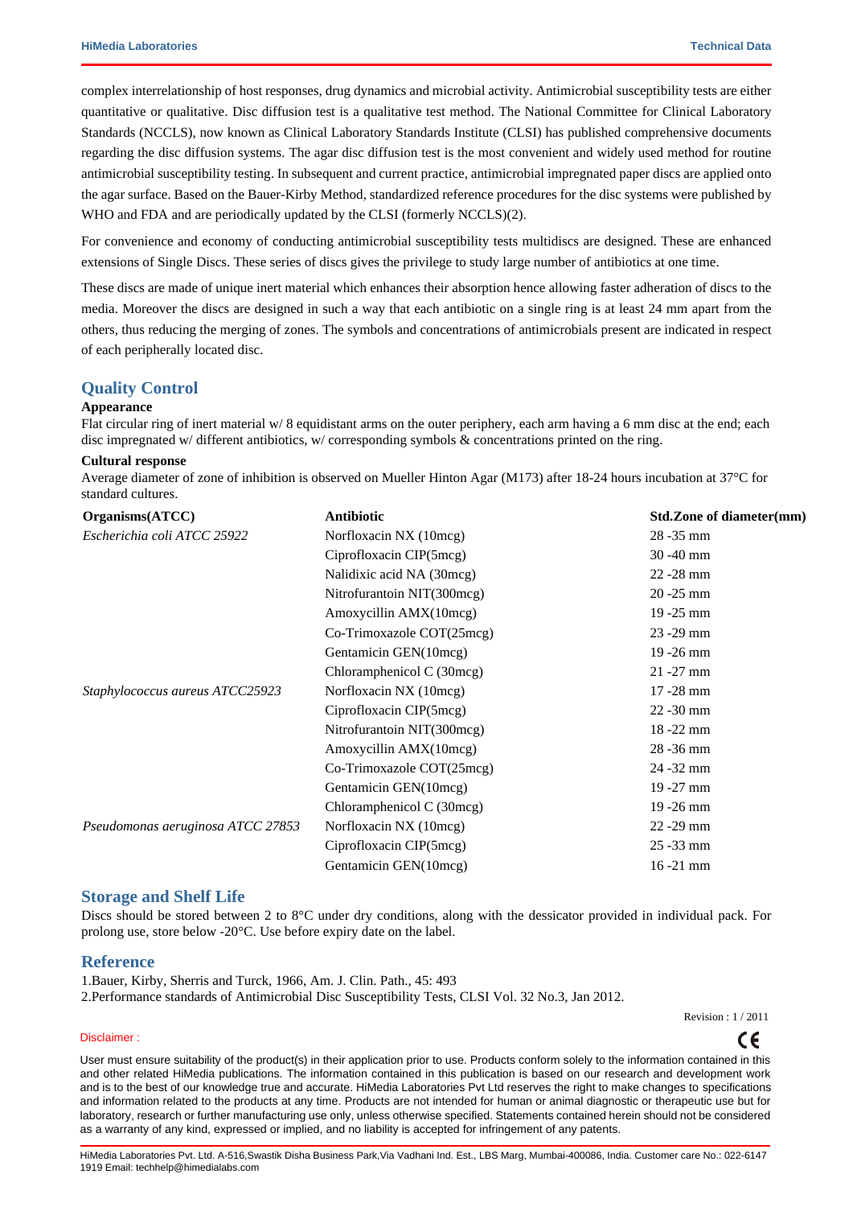complex interrelationship of host responses, drug dynamics and microbial activity. Antimicrobial susceptibility tests are either quantitative or qualitative. Disc diffusion test is a qualitative test method. The National Committee for Clinical Laboratory Standards (NCCLS), now known as Clinical Laboratory Standards Institute (CLSI) has published comprehensive documents regarding the disc diffusion systems. The agar disc diffusion test is the most convenient and widely used method for routine antimicrobial susceptibility testing. In subsequent and current practice, antimicrobial impregnated paper discs are applied onto the agar surface. Based on the Bauer-Kirby Method, standardized reference procedures for the disc systems were published by WHO and FDA and are periodically updated by the CLSI (formerly NCCLS)(2).

For convenience and economy of conducting antimicrobial susceptibility tests multidiscs are designed. These are enhanced extensions of Single Discs. These series of discs gives the privilege to study large number of antibiotics at one time.

These discs are made of unique inert material which enhances their absorption hence allowing faster adheration of discs to the media. Moreover the discs are designed in such a way that each antibiotic on a single ring is at least 24 mm apart from the others, thus reducing the merging of zones. The symbols and concentrations of antimicrobials present are indicated in respect of each peripherally located disc.

## Quality Control

**Appearance**

Flat circular ring of inert material w/ 8 equidistant arms on the outer periphery, each arm having a 6 mm disc at the end; each disc impregnated w/ different antibiotics, w/ corresponding symbols & concentrations printed on the ring.

**Cultural response**

Average diameter of zone of inhibition is observed on Mueller Hinton Agar (M173) after 18-24 hours incubation at 37°C for standard cultures.

| Organisms(ATCC) | Antibiotic | Std.Zone of diameter(mm) |
|---|---|---|
| *Escherichia coli ATCC 25922* | Norfloxacin NX (10mcg) | 28 -35 mm |
| | Ciprofloxacin CIP(5mcg) | 30 -40 mm |
| | Nalidixic acid NA (30mcg) | 22 -28 mm |
| | Nitrofurantoin NIT(300mcg) | 20 -25 mm |
| | Amoxycillin AMX(10mcg) | 19 -25 mm |
| | Co-Trimoxazole COT(25mcg) | 23 -29 mm |
| | Gentamicin GEN(10mcg) | 19 -26 mm |
| | Chloramphenicol C (30mcg) | 21 -27 mm |
| *Staphylococcus aureus ATCC25923* | Norfloxacin NX (10mcg) | 17 -28 mm |
| | Ciprofloxacin CIP(5mcg) | 22 -30 mm |
| | Nitrofurantoin NIT(300mcg) | 18 -22 mm |
| | Amoxycillin AMX(10mcg) | 28 -36 mm |
| | Co-Trimoxazole COT(25mcg) | 24 -32 mm |
| | Gentamicin GEN(10mcg) | 19 -27 mm |
| | Chloramphenicol C (30mcg) | 19 -26 mm |
| *Pseudomonas aeruginosa ATCC 27853* | Norfloxacin NX (10mcg) | 22 -29 mm |
| | Ciprofloxacin CIP(5mcg) | 25 -33 mm |
| | Gentamicin GEN(10mcg) | 16 -21 mm |

## Storage and Shelf Life

Discs should be stored between 2 to 8°C under dry conditions, along with the dessicator provided in individual pack. For prolong use, store below -20°C. Use before expiry date on the label.

## Reference

1.Bauer, Kirby, Sherris and Turck, 1966, Am. J. Clin. Path., 45: 493

2.Performance standards of Antimicrobial Disc Susceptibility Tests, CLSI Vol. 32 No.3, Jan 2012.

Revision : 1 / 2011

Disclaimer :

User must ensure suitability of the product(s) in their application prior to use. Products conform solely to the information contained in this and other related HiMedia publications. The information contained in this publication is based on our research and development work and is to the best of our knowledge true and accurate. HiMedia Laboratories Pvt Ltd reserves the right to make changes to specifications and information related to the products at any time. Products are not intended for human or animal diagnostic or therapeutic use but for laboratory, research or further manufacturing use only, unless otherwise specified. Statements contained herein should not be considered as a warranty of any kind, expressed or implied, and no liability is accepted for infringement of any patents.

HiMedia Laboratories Pvt. Ltd. A-516,Swastik Disha Business Park,Via Vadhani Ind. Est., LBS Marg, Mumbai-400086, India. Customer care No.: 022-6147 1919 Email: techhelp@himedialabs.com